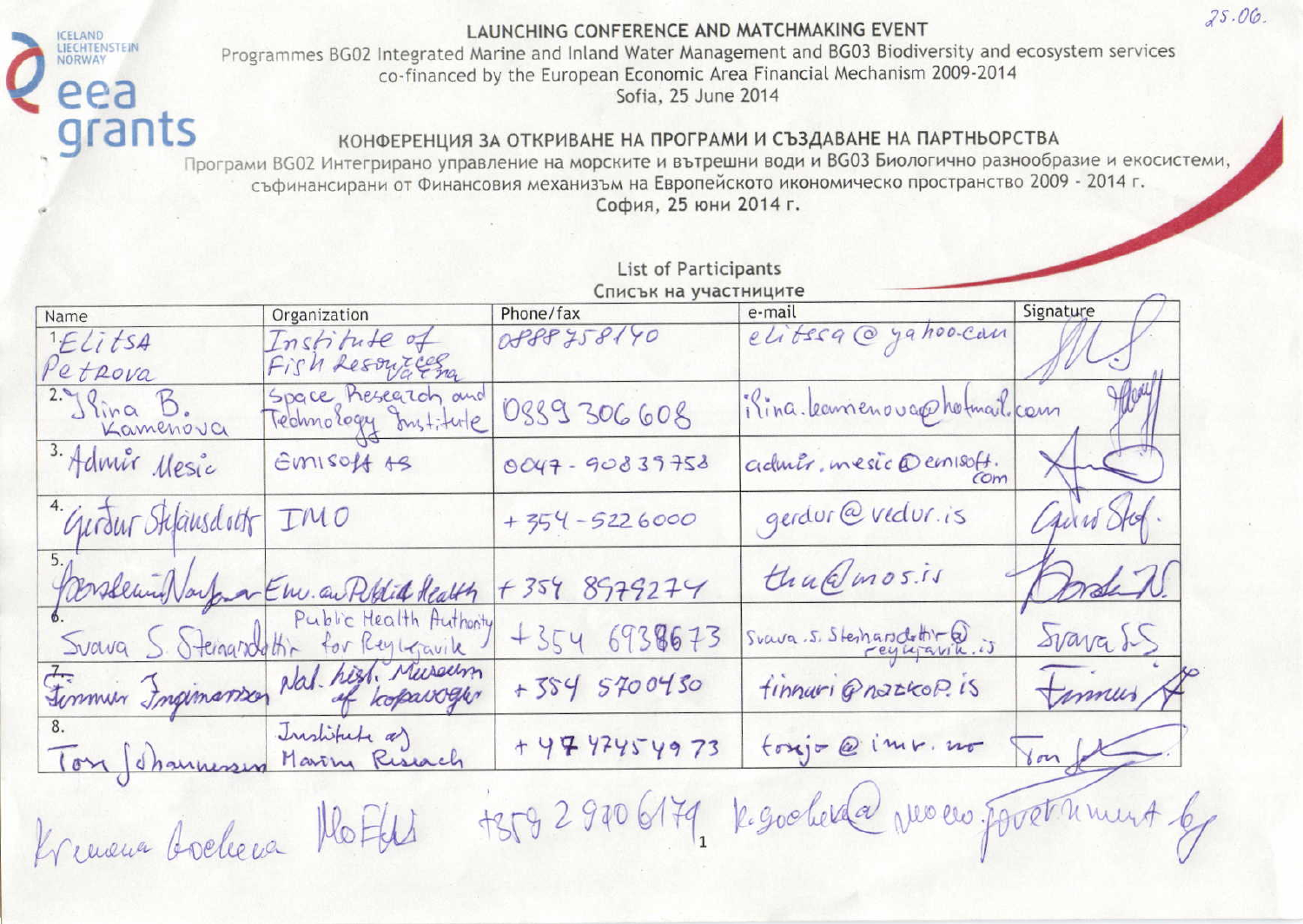25.06.

# LAUNCHING CONFERENCE AND MATCHMAKING EVENT

Programmes BG02 Integrated Marine and Inland Water Management and BG03 Biodiversity and ecosystem services co-financed by the European Economic Area Financial Mechanism 2009-2014

Sofia, 25 June 2014

# КОНФЕРЕНЦИЯ ЗА ОТКРИВАНЕ НА ПРОГРАМИ И СЪЗДАВАНЕ НА ПАРТНЬОРСТВА

Програми BG02 Интегрирано управление на морските и вътрешни води и BG03 Биологично разнообразие и екосистеми, съфинансирани от Финансовия механизъм на Европейското икономическо пространство 2009 - 2014 г.

София, 25 юни 2014 г.

## List of Participants
## Списък на участниците

| Name | Organization | Phone/fax | e-mail | Signature |
|---|---|---|---|---|
| 1. Elitsa Petrova | Institute of Fish Resources Varna | 0888758140 | elitssa@yahoo.com | |
| 2. Ilina B. Kamenova | Space Research and Technology Institute | 0889 306 608 | ilina.kamenova@hotmail.com | |
| 3. Admir Mesic | Emisoft AS | 0047-90839758 | admir.mesic@emisoft.com | |
| 4. Gerdur Stefansdottir | IMO | +354-5226000 | gerdur@vedur.is | |
| 5. Þorsteinn Narfason | Env. and Public Health | +354 8979274 | thn@mos.is | |
| 6. Svava S. Steinarsdottir | Public Health Authority for Reykjavik | +354 6938673 | svava.s.steinarsdottir@reykjavik.is | |
| 7. Finnur Ingimarsson | Nat. hist. Museum of Kopavogur | +354 5700430 | finnuri@natkop.is | |
| 8. Tore Johannessen | Institute of Marine Research | +47 47454973 | torejo@imr.no | |
| Kremena Boeheva | MoEW | +359 2 940 6179 | k.goeheva@moew.government.bg | |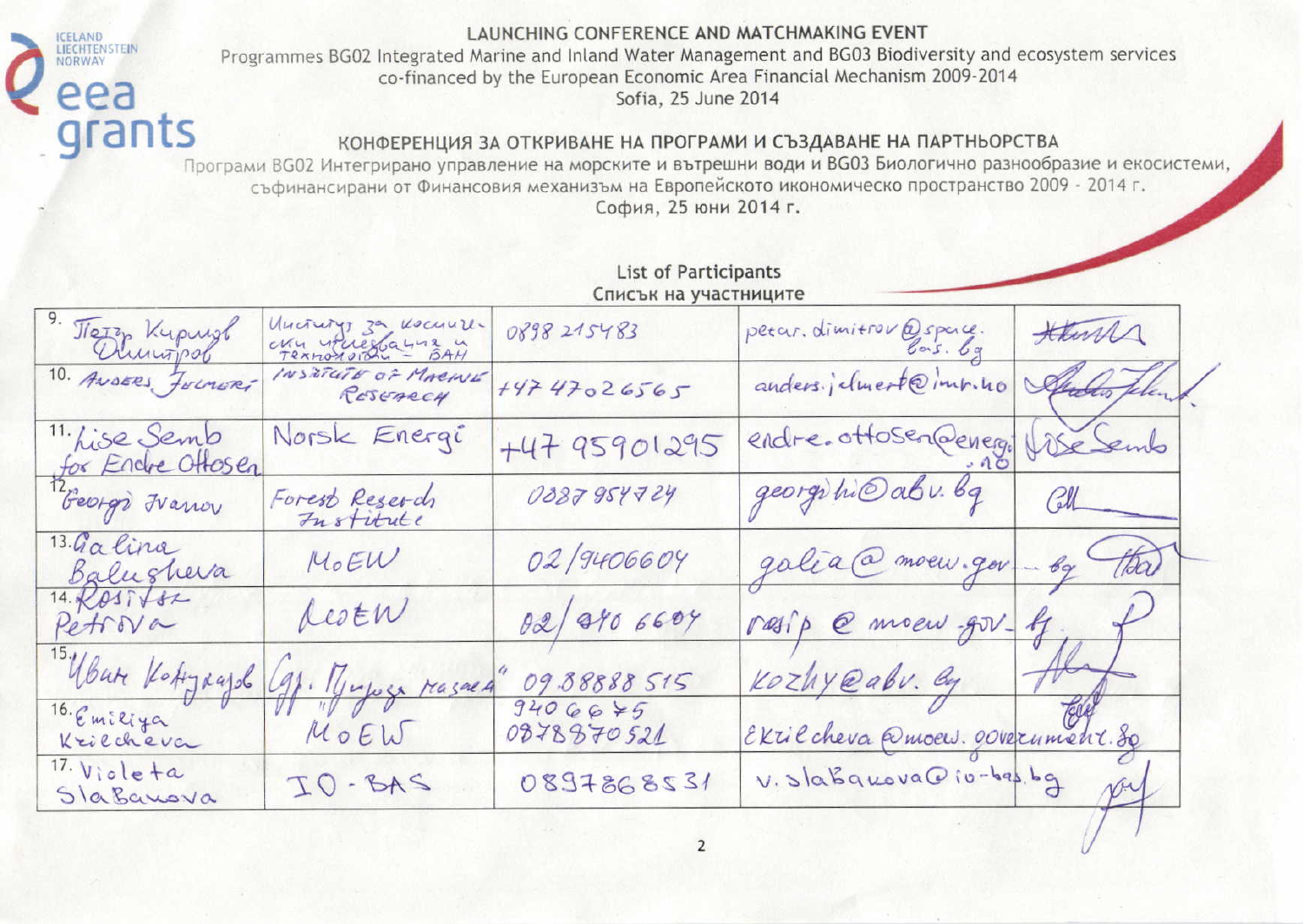LAUNCHING CONFERENCE AND MATCHMAKING EVENT

Programmes BG02 Integrated Marine and Inland Water Management and BG03 Biodiversity and ecosystem services co-financed by the European Economic Area Financial Mechanism 2009-2014

Sofia, 25 June 2014

КОНФЕРЕНЦИЯ ЗА ОТКРИВАНЕ НА ПРОГРАМИ И СЪЗДАВАНЕ НА ПАРТНЬОРСТВА

Програми BG02 Интегрирано управление на морските и вътрешни води и BG03 Биологично разнообразие и екосистеми, съфинансирани от Финансовия механизъм на Европейското икономическо пространство 2009 - 2014 г.

София, 25 юни 2014 г.

## List of Participants
## Списък на участниците

| | | | | |
|---|---|---|---|---|
| 9. Петър Кирилов Димитров | Институт за космически изследвания и технологии - БАН | 0898 215483 | petar.dimitrov@space.bas.bg | |
| 10. Anders Jelmert | Institute of Marine Research | +47 47026565 | anders.jelmert@imr.no | |
| 11. Lise Semb for Endre Ottosen | Norsk Energi | +47 95901295 | endre.ottosen@energi.no | Lise Semb |
| 12. Georgi Ivanov | Forest Research Institute | 0887 954724 | georgi_hi@abv.bg | |
| 13. Galina Balusheva | MoEW | 02/9406604 | galia@moew.government.bg | |
| 14. Rositsa Petrova | MoEW | 02/940 6604 | rosip@moew.government.bg | |
| 15. Иван Кожухаров | Сдр. "Природа назаем" | 0988888515 | kozhy@abv.bg | |
| 16. Emiliya Krilcheva | MoEW | 9406675 0878870521 | Ekrilcheva@moew.government.bg | |
| 17. Violeta Slabakova | IO-BAS | 0897868531 | v.slabakova@io-bas.bg | |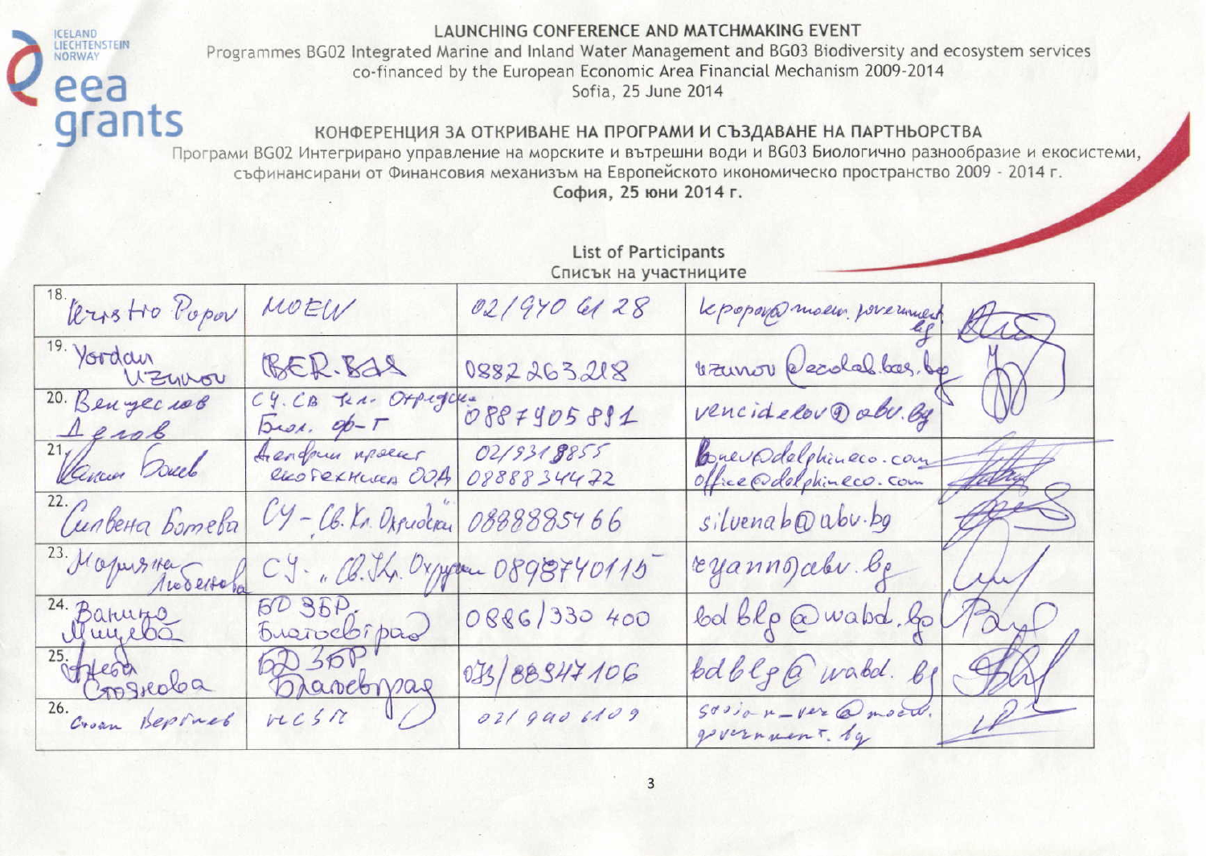LAUNCHING CONFERENCE AND MATCHMAKING EVENT

Programmes BG02 Integrated Marine and Inland Water Management and BG03 Biodiversity and ecosystem services co-financed by the European Economic Area Financial Mechanism 2009-2014

Sofia, 25 June 2014

## КОНФЕРЕНЦИЯ ЗА ОТКРИВАНЕ НА ПРОГРАМИ И СЪЗДАВАНЕ НА ПАРТНЬОРСТВА

Програми BG02 Интегрирано управление на морските и вътрешни води и BG03 Биологично разнообразие и екосистеми, съфинансирани от Финансовия механизъм на Европейското икономическо пространство 2009 - 2014 г.

**София, 25 юни 2014 г.**

List of Participants
Списък на участниците

| | | | | |
|---|---|---|---|---|
| 18. Kristo Popov | MOEW | 02/940 61 28 | kpopov@moew.government.bg | |
| 19. Yordan Uzunov | BER-BAS | 0882 263 218 | uzunov@ecolab.bas.bg | |
| 20. Венцеслав Делов | СУ, СВ "Кл. Охридски" Биол. ф-т | 0887 405 881 | vencidelov@abv.bg | |
| 21. Иван Бочев | Делфин проект екотехника ООД | 02/931 8855 0888 834 472 | bochev@dolphineco.com office@dolphineco.com | |
| 22. Силвена Ботева | СУ - Св. Кл. Охридски | 0888885466 | silvenab@abv.bg | |
| 23. Марияна Любенова | СУ "Св. Кл. Охридски" | 0898740115 | eyanno@abv.bg | |
| 24. Ванина Мицева | БД ЗБР, Благоевград | 0886/330 400 | bdblg@wabd.bg | |
| 25. Анета Стоянова | БД ЗБР Благоевград | 073/88347106 | bdblg@wabd.bg | |
| 26. Стоян Вергиев | МОСВ | 02/940 6109 | stoian_verg@moew.government.bg | |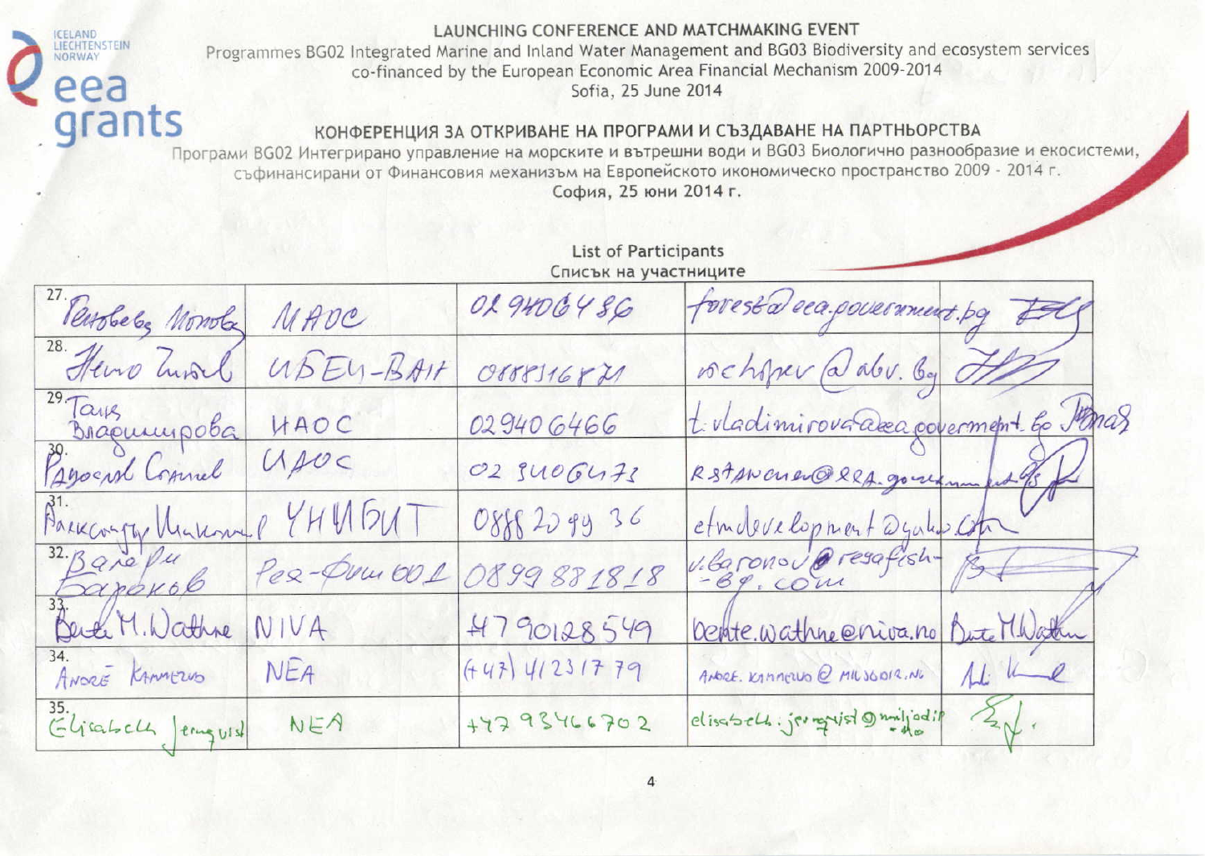LAUNCHING CONFERENCE AND MATCHMAKING EVENT

Programmes BG02 Integrated Marine and Inland Water Management and BG03 Biodiversity and ecosystem services co-financed by the European Economic Area Financial Mechanism 2009-2014

Sofia, 25 June 2014

КОНФЕРЕНЦИЯ ЗА ОТКРИВАНЕ НА ПРОГРАМИ И СЪЗДАВАНЕ НА ПАРТНЬОРСТВА

Програми BG02 Интегрирано управление на морските и вътрешни води и BG03 Биологично разнообразие и екосистеми, съфинансирани от Финансовия механизъм на Европейското икономическо пространство 2009 - 2014 г.

София, 25 юни 2014 г.

List of Participants

Списък на участниците

| | | | | |
|---|---|---|---|---|
| 27. Генобева Попова | МЛОС | 02 9406486 | forest@eea.government.bg | |
| 28. Пенко Желев | ИБЕИ-БАН | 0888516821 | wchipev@abv.bg | |
| 29. Таня Владимирова | МЛОС | 02 940 6466 | t.vladimirova@eea.government.bg | |
| 30. Радослав Станчев | МЛОС | 02 9406473 | RStanchev@eea.government.bg | |
| 31. Александър Михайлов | УНИБИТ | 0888 20 99 36 | etmdevelopment@yahoo.com | |
| 32. Валери Баронов | Рез-Фиш ООД | 0899 881818 | v.baronov@resafish-bg.com | |
| 33. Bente M. Wathne | NIVA | 4790128549 | bente.wathne@niva.no | |
| 34. André Kammerud | NEA | (+47) 41231779 | ANDRE.KAMMERUD@MILJODIR.NO | |
| 35. Elisabeth Jernquist | NEA | +47 93466702 | elisabeth.jernquist@miljodir.no | |